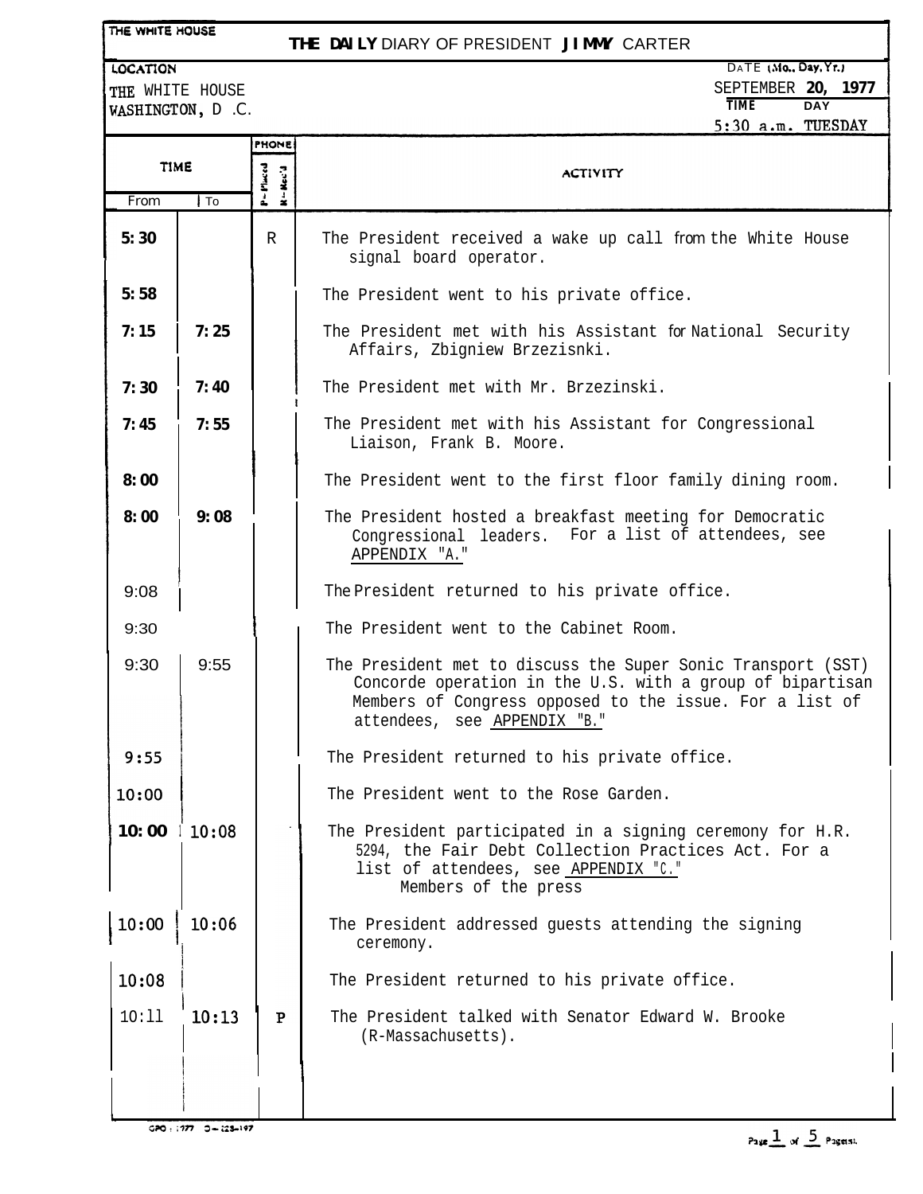THE WHITE HOUSE

# THE DAILY DIARY OF PRESIDENT JIMMY CARTER

| LOCATION | DATE (Mo., Day, Yr.) |
|---|---|
| THE WHITE HOUSE WASHINGTON, D.C. | SEPTEMBER 20, 1977 |
| | TIME: 5:30 a.m. DAY: TUESDAY |

| TIME From | TIME To | PHONE P=Placed R=Rec'd | ACTIVITY |
|---|---|---|---|
| 5:30 | | R | The President received a wake up call from the White House signal board operator. |
| 5:58 | | | The President went to his private office. |
| 7:15 | 7:25 | | The President met with his Assistant for National Security Affairs, Zbigniew Brzezisnki. |
| 7:30 | 7:40 | | The President met with Mr. Brzezinski. |
| 7:45 | 7:55 | | The President met with his Assistant for Congressional Liaison, Frank B. Moore. |
| 8:00 | | | The President went to the first floor family dining room. |
| 8:00 | 9:08 | | The President hosted a breakfast meeting for Democratic Congressional leaders. For a list of attendees, see APPENDIX "A." |
| 9:08 | | | The President returned to his private office. |
| 9:30 | | | The President went to the Cabinet Room. |
| 9:30 | 9:55 | | The President met to discuss the Super Sonic Transport (SST) Concorde operation in the U.S. with a group of bipartisan Members of Congress opposed to the issue. For a list of attendees, see APPENDIX "B." |
| 9:55 | | | The President returned to his private office. |
| 10:00 | | | The President went to the Rose Garden. |
| 10:00 | 10:08 | | The President participated in a signing ceremony for H.R. 5294, the Fair Debt Collection Practices Act. For a list of attendees, see APPENDIX "C." Members of the press |
| 10:00 | 10:06 | | The President addressed guests attending the signing ceremony. |
| 10:08 | | | The President returned to his private office. |
| 10:11 | 10:13 | P | The President talked with Senator Edward W. Brooke (R-Massachusetts). |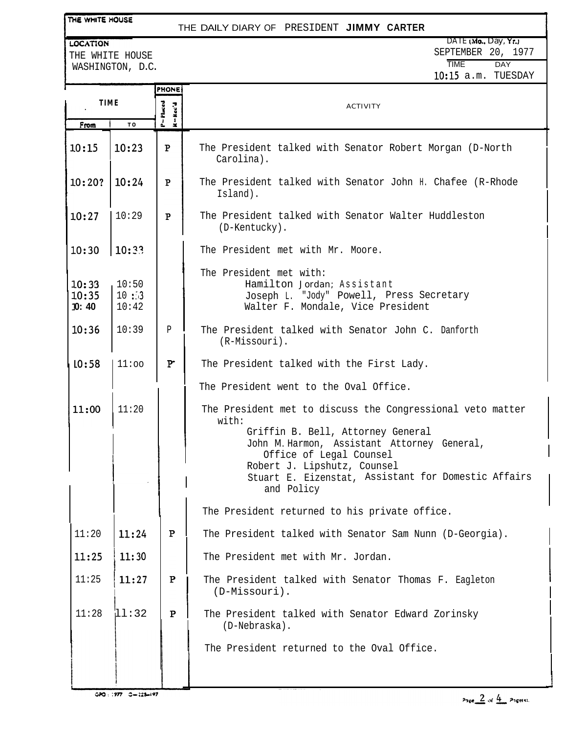THE WHITE HOUSE

# THE DAILY DIARY OF PRESIDENT JIMMY CARTER

**LOCATION**
THE WHITE HOUSE
WASHINGTON, D.C.

DATE (Mo., Day, Yr.)
SEPTEMBER 20, 1977

TIME: 10:15 a.m.
DAY: TUESDAY

| TIME From | TIME To | PHONE (P=Placed, R=Rec'd) | ACTIVITY |
|---|---|---|---|
| 10:15 | 10:23 | P | The President talked with Senator Robert Morgan (D-North Carolina). |
| 10:20? | 10:24 | P | The President talked with Senator John H. Chafee (R-Rhode Island). |
| 10:27 | 10:29 | P | The President talked with Senator Walter Huddleston (D-Kentucky). |
| 10:30 | 10:33 | | The President met with Mr. Moore. |
| | | | The President met with: |
| 10:33 | 10:50 | | Hamilton Jordan; Assistant |
| 10:35 | 10:33 | | Joseph L. "Jody" Powell, Press Secretary |
| 10:40 | 10:42 | | Walter F. Mondale, Vice President |
| 10:36 | 10:39 | P | The President talked with Senator John C. Danforth (R-Missouri). |
| 10:58 | 11:00 | P | The President talked with the First Lady. |
| | | | The President went to the Oval Office. |
| 11:00 | 11:20 | | The President met to discuss the Congressional veto matter with: Griffin B. Bell, Attorney General; John M. Harmon, Assistant Attorney General, Office of Legal Counsel; Robert J. Lipshutz, Counsel; Stuart E. Eizenstat, Assistant for Domestic Affairs and Policy |
| | | | The President returned to his private office. |
| 11:20 | 11:24 | P | The President talked with Senator Sam Nunn (D-Georgia). |
| 11:25 | 11:30 | | The President met with Mr. Jordan. |
| 11:25 | 11:27 | P | The President talked with Senator Thomas F. Eagleton (D-Missouri). |
| 11:28 | 11:32 | P | The President talked with Senator Edward Zorinsky (D-Nebraska). |
| | | | The President returned to the Oval Office. |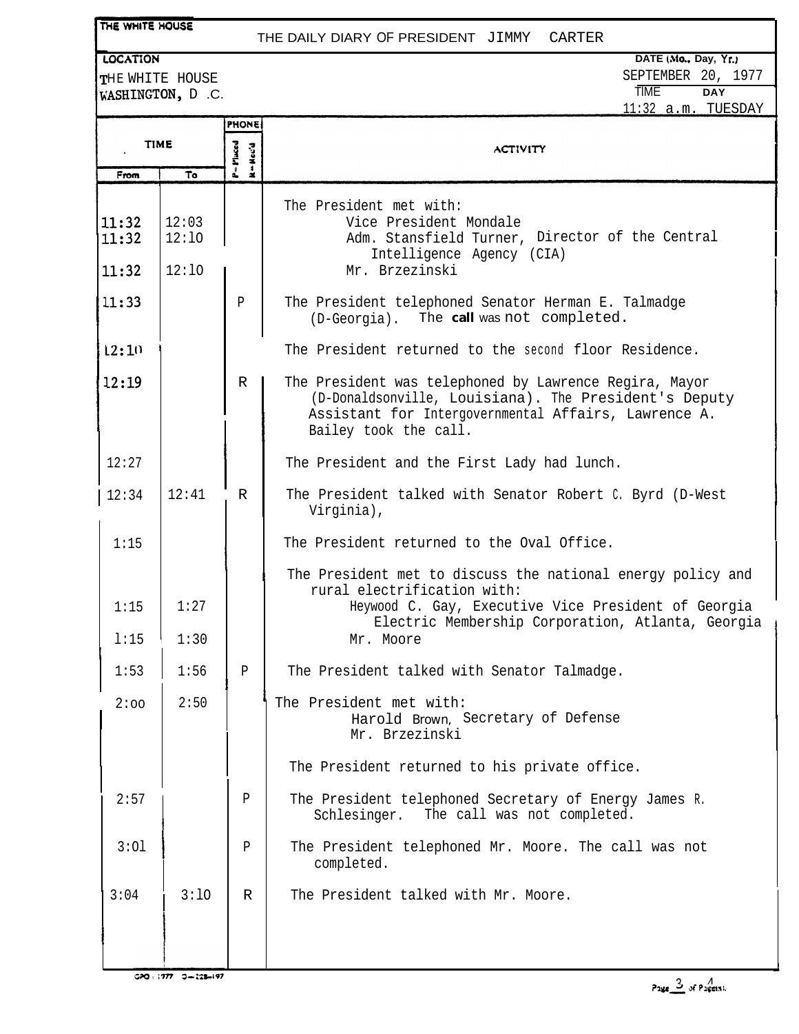THE WHITE HOUSE

THE DAILY DIARY OF PRESIDENT JIMMY CARTER

LOCATION: THE WHITE HOUSE, WASHINGTON, D.C.

DATE (Mo., Day, Yr.): SEPTEMBER 20, 1977

TIME: 11:32 a.m. DAY: TUESDAY

| TIME From | TIME To | PHONE P=Placed R=Rec'd | ACTIVITY |
|---|---|---|---|
| | | | The President met with: |
| 11:32 | 12:03 | | Vice President Mondale |
| 11:32 | 12:10 | | Adm. Stansfield Turner, Director of the Central Intelligence Agency (CIA) |
| 11:32 | 12:10 | | Mr. Brzezinski |
| 11:33 | | P | The President telephoned Senator Herman E. Talmadge (D-Georgia). The call was not completed. |
| 12:10 | | | The President returned to the second floor Residence. |
| 12:19 | | R | The President was telephoned by Lawrence Regira, Mayor (D-Donaldsonville, Louisiana). The President's Deputy Assistant for Intergovernmental Affairs, Lawrence A. Bailey took the call. |
| 12:27 | | | The President and the First Lady had lunch. |
| 12:34 | 12:41 | R | The President talked with Senator Robert C. Byrd (D-West Virginia), |
| 1:15 | | | The President returned to the Oval Office. |
| | | | The President met to discuss the national energy policy and rural electrification with: |
| 1:15 | 1:27 | | Heywood C. Gay, Executive Vice President of Georgia Electric Membership Corporation, Atlanta, Georgia |
| 1:15 | 1:30 | | Mr. Moore |
| 1:53 | 1:56 | P | The President talked with Senator Talmadge. |
| 2:00 | 2:50 | | The President met with: |
| | | | Harold Brown, Secretary of Defense |
| | | | Mr. Brzezinski |
| | | | The President returned to his private office. |
| 2:57 | | P | The President telephoned Secretary of Energy James R. Schlesinger. The call was not completed. |
| 3:01 | | P | The President telephoned Mr. Moore. The call was not completed. |
| 3:04 | 3:10 | R | The President talked with Mr. Moore. |

GPO : 1977 O—228-497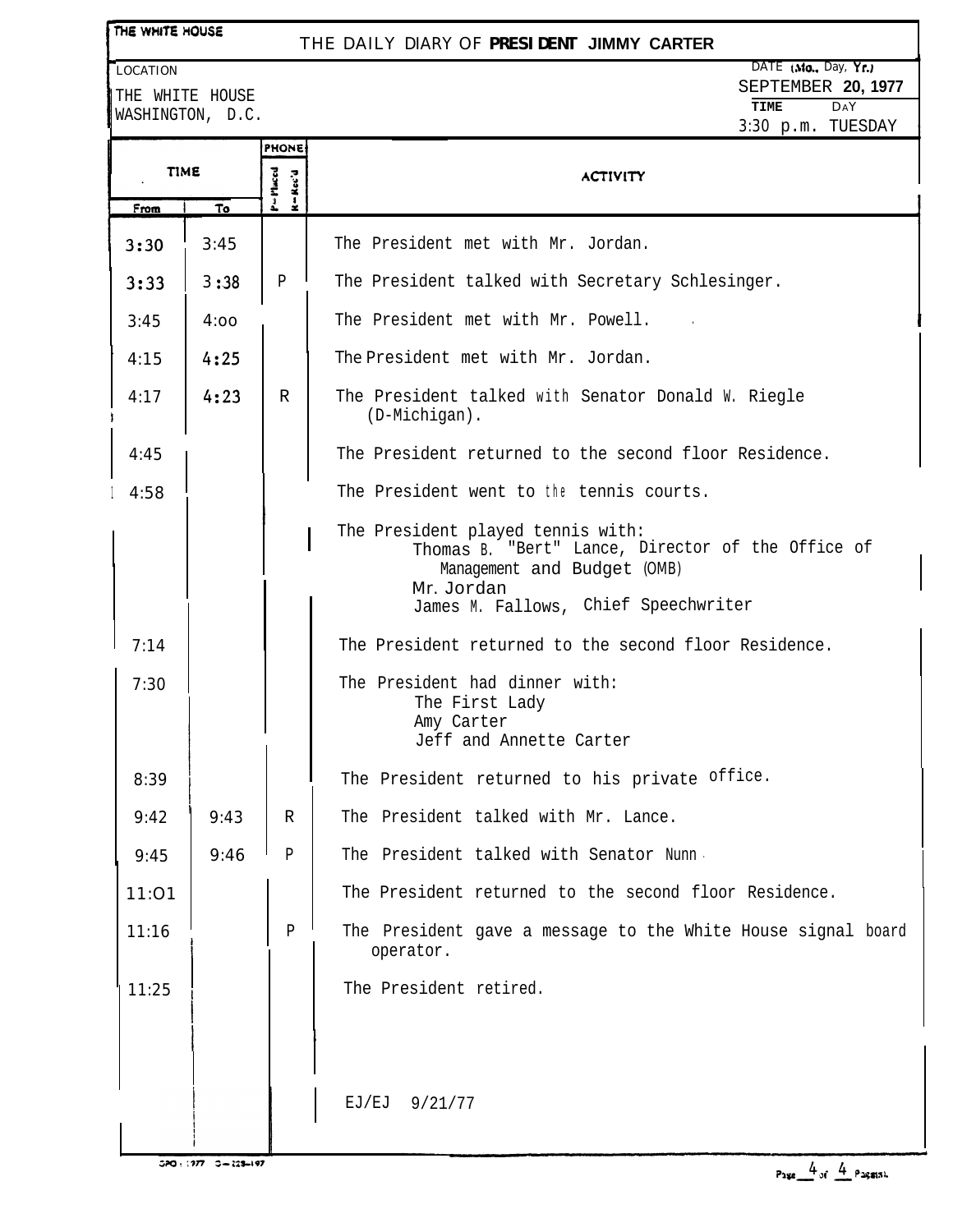THE WHITE HOUSE

# THE DAILY DIARY OF PRESIDENT JIMMY CARTER

LOCATION

THE WHITE HOUSE
WASHINGTON, D.C.

DATE (Mo., Day, Yr.)
SEPTEMBER 20, 1977

TIME: 3:30 p.m. DAY: TUESDAY

| TIME From | TIME To | PHONE P=Placed R=Rec'd | ACTIVITY |
|---|---|---|---|
| 3:30 | 3:45 | | The President met with Mr. Jordan. |
| 3:33 | 3:38 | P | The President talked with Secretary Schlesinger. |
| 3:45 | 4:00 | | The President met with Mr. Powell. |
| 4:15 | 4:25 | | The President met with Mr. Jordan. |
| 4:17 | 4:23 | R | The President talked with Senator Donald W. Riegle (D-Michigan). |
| 4:45 | | | The President returned to the second floor Residence. |
| 4:58 | | | The President went to the tennis courts. |
| | | | The President played tennis with: Thomas B. "Bert" Lance, Director of the Office of Management and Budget (OMB); Mr. Jordan; James M. Fallows, Chief Speechwriter |
| 7:14 | | | The President returned to the second floor Residence. |
| 7:30 | | | The President had dinner with: The First Lady; Amy Carter; Jeff and Annette Carter |
| 8:39 | | | The President returned to his private office. |
| 9:42 | 9:43 | R | The President talked with Mr. Lance. |
| 9:45 | 9:46 | P | The President talked with Senator Nunn. |
| 11:01 | | | The President returned to the second floor Residence. |
| 11:16 | | P | The President gave a message to the White House signal board operator. |
| 11:25 | | | The President retired. |

EJ/EJ 9/21/77